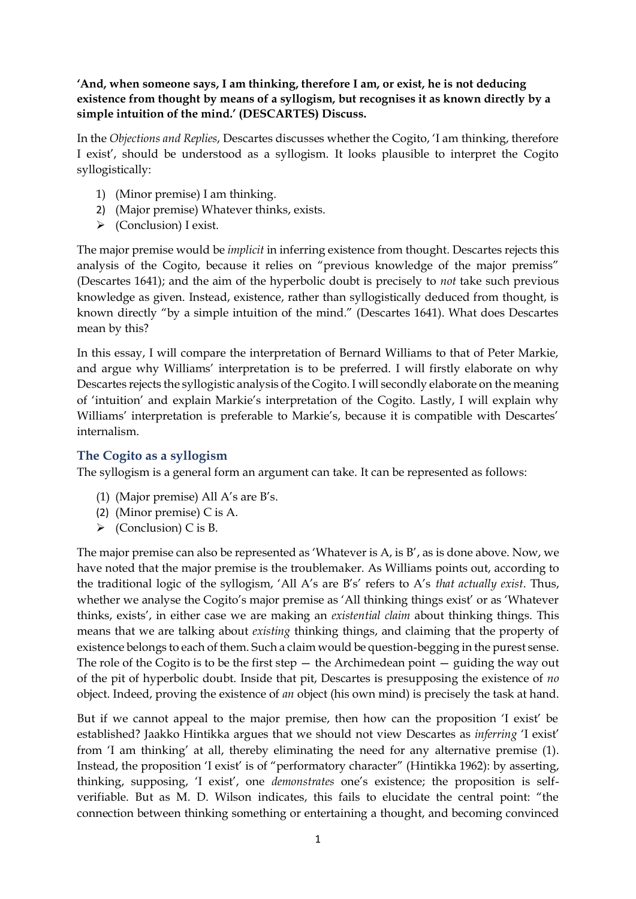**'And, when someone says, I am thinking, therefore I am, or exist, he is not deducing existence from thought by means of a syllogism, but recognises it as known directly by a simple intuition of the mind.' (DESCARTES) Discuss.**

In the *Objections and Replies*, Descartes discusses whether the Cogito, 'I am thinking, therefore I exist', should be understood as a syllogism. It looks plausible to interpret the Cogito syllogistically:

1) (Minor premise) I am thinking.
2) (Major premise) Whatever thinks, exists.
- (Conclusion) I exist.

The major premise would be *implicit* in inferring existence from thought. Descartes rejects this analysis of the Cogito, because it relies on "previous knowledge of the major premiss" (Descartes 1641); and the aim of the hyperbolic doubt is precisely to *not* take such previous knowledge as given. Instead, existence, rather than syllogistically deduced from thought, is known directly "by a simple intuition of the mind." (Descartes 1641). What does Descartes mean by this?

In this essay, I will compare the interpretation of Bernard Williams to that of Peter Markie, and argue why Williams' interpretation is to be preferred. I will firstly elaborate on why Descartes rejects the syllogistic analysis of the Cogito. I will secondly elaborate on the meaning of 'intuition' and explain Markie's interpretation of the Cogito. Lastly, I will explain why Williams' interpretation is preferable to Markie's, because it is compatible with Descartes' internalism.

## The Cogito as a syllogism

The syllogism is a general form an argument can take. It can be represented as follows:

(1) (Major premise) All A's are B's.
(2) (Minor premise) C is A.
- (Conclusion) C is B.

The major premise can also be represented as 'Whatever is A, is B', as is done above. Now, we have noted that the major premise is the troublemaker. As Williams points out, according to the traditional logic of the syllogism, 'All A's are B's' refers to A's *that actually exist*. Thus, whether we analyse the Cogito's major premise as 'All thinking things exist' or as 'Whatever thinks, exists', in either case we are making an *existential claim* about thinking things. This means that we are talking about *existing* thinking things, and claiming that the property of existence belongs to each of them. Such a claim would be question-begging in the purest sense. The role of the Cogito is to be the first step — the Archimedean point — guiding the way out of the pit of hyperbolic doubt. Inside that pit, Descartes is presupposing the existence of *no* object. Indeed, proving the existence of *an* object (his own mind) is precisely the task at hand.

But if we cannot appeal to the major premise, then how can the proposition 'I exist' be established? Jaakko Hintikka argues that we should not view Descartes as *inferring* 'I exist' from 'I am thinking' at all, thereby eliminating the need for any alternative premise (1). Instead, the proposition 'I exist' is of "performatory character" (Hintikka 1962): by asserting, thinking, supposing, 'I exist', one *demonstrates* one's existence; the proposition is self-verifiable. But as M. D. Wilson indicates, this fails to elucidate the central point: "the connection between thinking something or entertaining a thought, and becoming convinced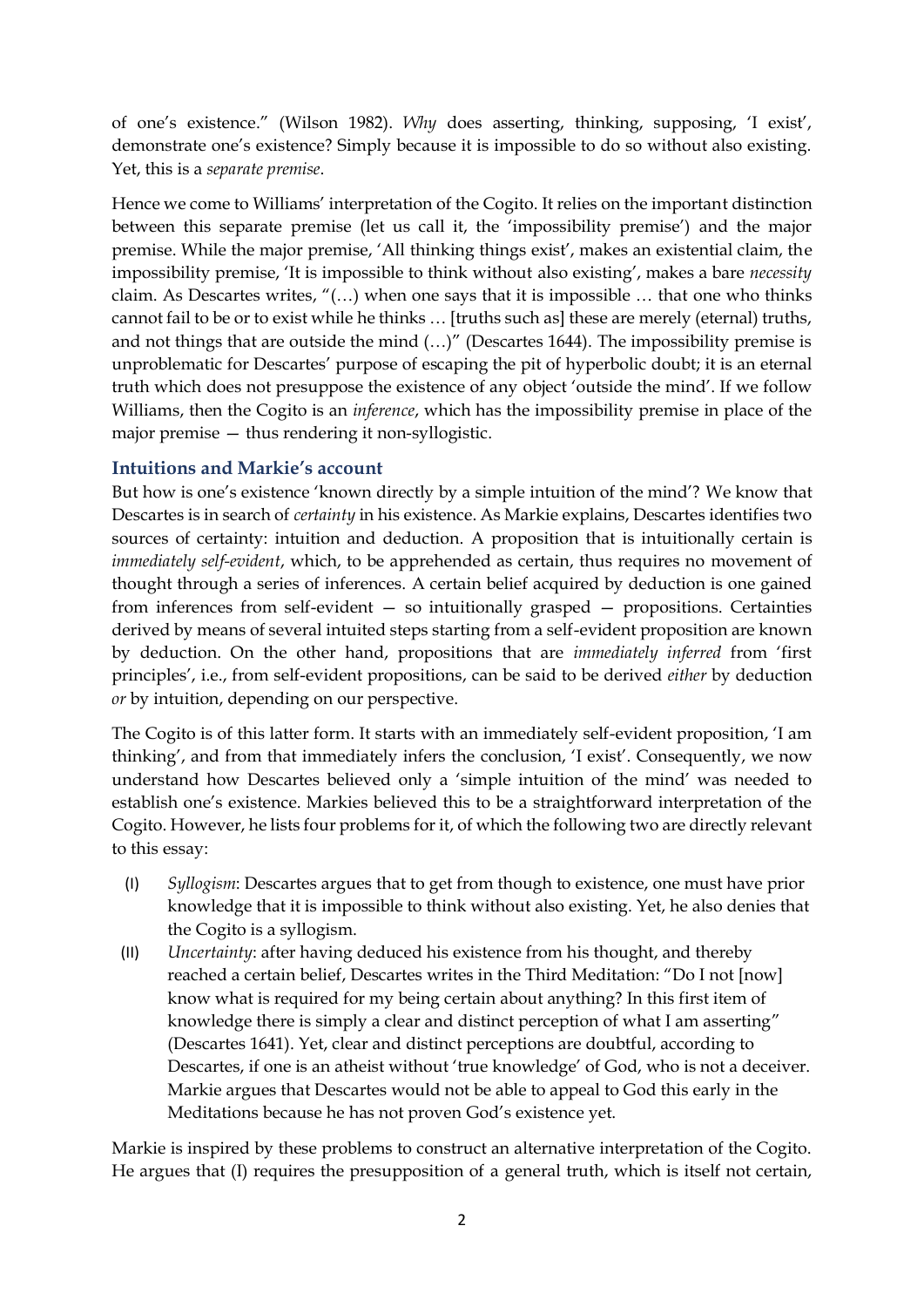of one's existence." (Wilson 1982). *Why* does asserting, thinking, supposing, 'I exist', demonstrate one's existence? Simply because it is impossible to do so without also existing. Yet, this is a *separate premise*.

Hence we come to Williams' interpretation of the Cogito. It relies on the important distinction between this separate premise (let us call it, the 'impossibility premise') and the major premise. While the major premise, 'All thinking things exist', makes an existential claim, the impossibility premise, 'It is impossible to think without also existing', makes a bare *necessity* claim. As Descartes writes, "(…) when one says that it is impossible … that one who thinks cannot fail to be or to exist while he thinks … [truths such as] these are merely (eternal) truths, and not things that are outside the mind (…)" (Descartes 1644). The impossibility premise is unproblematic for Descartes' purpose of escaping the pit of hyperbolic doubt; it is an eternal truth which does not presuppose the existence of any object 'outside the mind'. If we follow Williams, then the Cogito is an *inference*, which has the impossibility premise in place of the major premise — thus rendering it non-syllogistic.

### Intuitions and Markie's account

But how is one's existence 'known directly by a simple intuition of the mind'? We know that Descartes is in search of *certainty* in his existence. As Markie explains, Descartes identifies two sources of certainty: intuition and deduction. A proposition that is intuitionally certain is *immediately self-evident*, which, to be apprehended as certain, thus requires no movement of thought through a series of inferences. A certain belief acquired by deduction is one gained from inferences from self-evident — so intuitionally grasped — propositions. Certainties derived by means of several intuited steps starting from a self-evident proposition are known by deduction. On the other hand, propositions that are *immediately inferred* from 'first principles', i.e., from self-evident propositions, can be said to be derived *either* by deduction *or* by intuition, depending on our perspective.

The Cogito is of this latter form. It starts with an immediately self-evident proposition, 'I am thinking', and from that immediately infers the conclusion, 'I exist'. Consequently, we now understand how Descartes believed only a 'simple intuition of the mind' was needed to establish one's existence. Markies believed this to be a straightforward interpretation of the Cogito. However, he lists four problems for it, of which the following two are directly relevant to this essay:

(I) *Syllogism*: Descartes argues that to get from though to existence, one must have prior knowledge that it is impossible to think without also existing. Yet, he also denies that the Cogito is a syllogism.

(II) *Uncertainty*: after having deduced his existence from his thought, and thereby reached a certain belief, Descartes writes in the Third Meditation: "Do I not [now] know what is required for my being certain about anything? In this first item of knowledge there is simply a clear and distinct perception of what I am asserting" (Descartes 1641). Yet, clear and distinct perceptions are doubtful, according to Descartes, if one is an atheist without 'true knowledge' of God, who is not a deceiver. Markie argues that Descartes would not be able to appeal to God this early in the Meditations because he has not proven God's existence yet.

Markie is inspired by these problems to construct an alternative interpretation of the Cogito. He argues that (I) requires the presupposition of a general truth, which is itself not certain,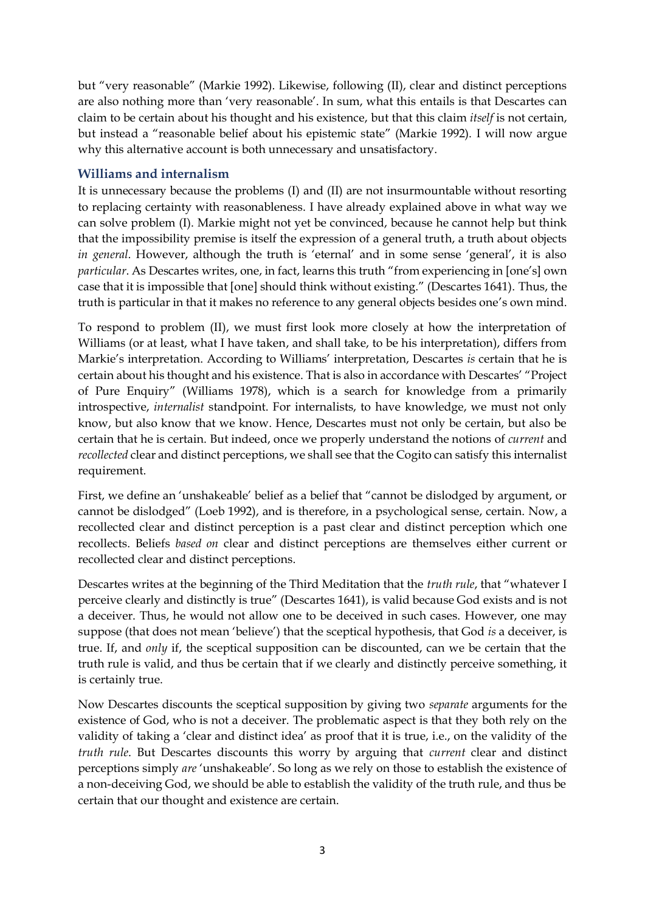but "very reasonable" (Markie 1992). Likewise, following (II), clear and distinct perceptions are also nothing more than 'very reasonable'. In sum, what this entails is that Descartes can claim to be certain about his thought and his existence, but that this claim *itself* is not certain, but instead a "reasonable belief about his epistemic state" (Markie 1992). I will now argue why this alternative account is both unnecessary and unsatisfactory.

## Williams and internalism

It is unnecessary because the problems (I) and (II) are not insurmountable without resorting to replacing certainty with reasonableness. I have already explained above in what way we can solve problem (I). Markie might not yet be convinced, because he cannot help but think that the impossibility premise is itself the expression of a general truth, a truth about objects *in general*. However, although the truth is 'eternal' and in some sense 'general', it is also *particular*. As Descartes writes, one, in fact, learns this truth "from experiencing in [one's] own case that it is impossible that [one] should think without existing." (Descartes 1641). Thus, the truth is particular in that it makes no reference to any general objects besides one's own mind.

To respond to problem (II), we must first look more closely at how the interpretation of Williams (or at least, what I have taken, and shall take, to be his interpretation), differs from Markie's interpretation. According to Williams' interpretation, Descartes *is* certain that he is certain about his thought and his existence. That is also in accordance with Descartes' "Project of Pure Enquiry" (Williams 1978), which is a search for knowledge from a primarily introspective, *internalist* standpoint. For internalists, to have knowledge, we must not only know, but also know that we know. Hence, Descartes must not only be certain, but also be certain that he is certain. But indeed, once we properly understand the notions of *current* and *recollected* clear and distinct perceptions, we shall see that the Cogito can satisfy this internalist requirement.

First, we define an 'unshakeable' belief as a belief that "cannot be dislodged by argument, or cannot be dislodged" (Loeb 1992), and is therefore, in a psychological sense, certain. Now, a recollected clear and distinct perception is a past clear and distinct perception which one recollects. Beliefs *based on* clear and distinct perceptions are themselves either current or recollected clear and distinct perceptions.

Descartes writes at the beginning of the Third Meditation that the *truth rule*, that "whatever I perceive clearly and distinctly is true" (Descartes 1641), is valid because God exists and is not a deceiver. Thus, he would not allow one to be deceived in such cases. However, one may suppose (that does not mean 'believe') that the sceptical hypothesis, that God *is* a deceiver, is true. If, and *only* if, the sceptical supposition can be discounted, can we be certain that the truth rule is valid, and thus be certain that if we clearly and distinctly perceive something, it is certainly true.

Now Descartes discounts the sceptical supposition by giving two *separate* arguments for the existence of God, who is not a deceiver. The problematic aspect is that they both rely on the validity of taking a 'clear and distinct idea' as proof that it is true, i.e., on the validity of the *truth rule*. But Descartes discounts this worry by arguing that *current* clear and distinct perceptions simply *are* 'unshakeable'. So long as we rely on those to establish the existence of a non-deceiving God, we should be able to establish the validity of the truth rule, and thus be certain that our thought and existence are certain.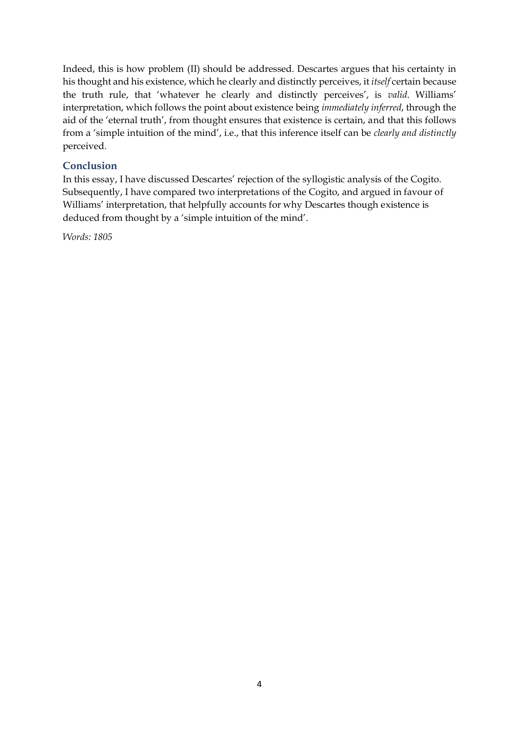Indeed, this is how problem (II) should be addressed. Descartes argues that his certainty in his thought and his existence, which he clearly and distinctly perceives, it *itself* certain because the truth rule, that 'whatever he clearly and distinctly perceives', is *valid*. Williams' interpretation, which follows the point about existence being *immediately inferred*, through the aid of the 'eternal truth', from thought ensures that existence is certain, and that this follows from a 'simple intuition of the mind', i.e., that this inference itself can be *clearly and distinctly* perceived.

## Conclusion

In this essay, I have discussed Descartes' rejection of the syllogistic analysis of the Cogito. Subsequently, I have compared two interpretations of the Cogito, and argued in favour of Williams' interpretation, that helpfully accounts for why Descartes though existence is deduced from thought by a 'simple intuition of the mind'.

*Words: 1805*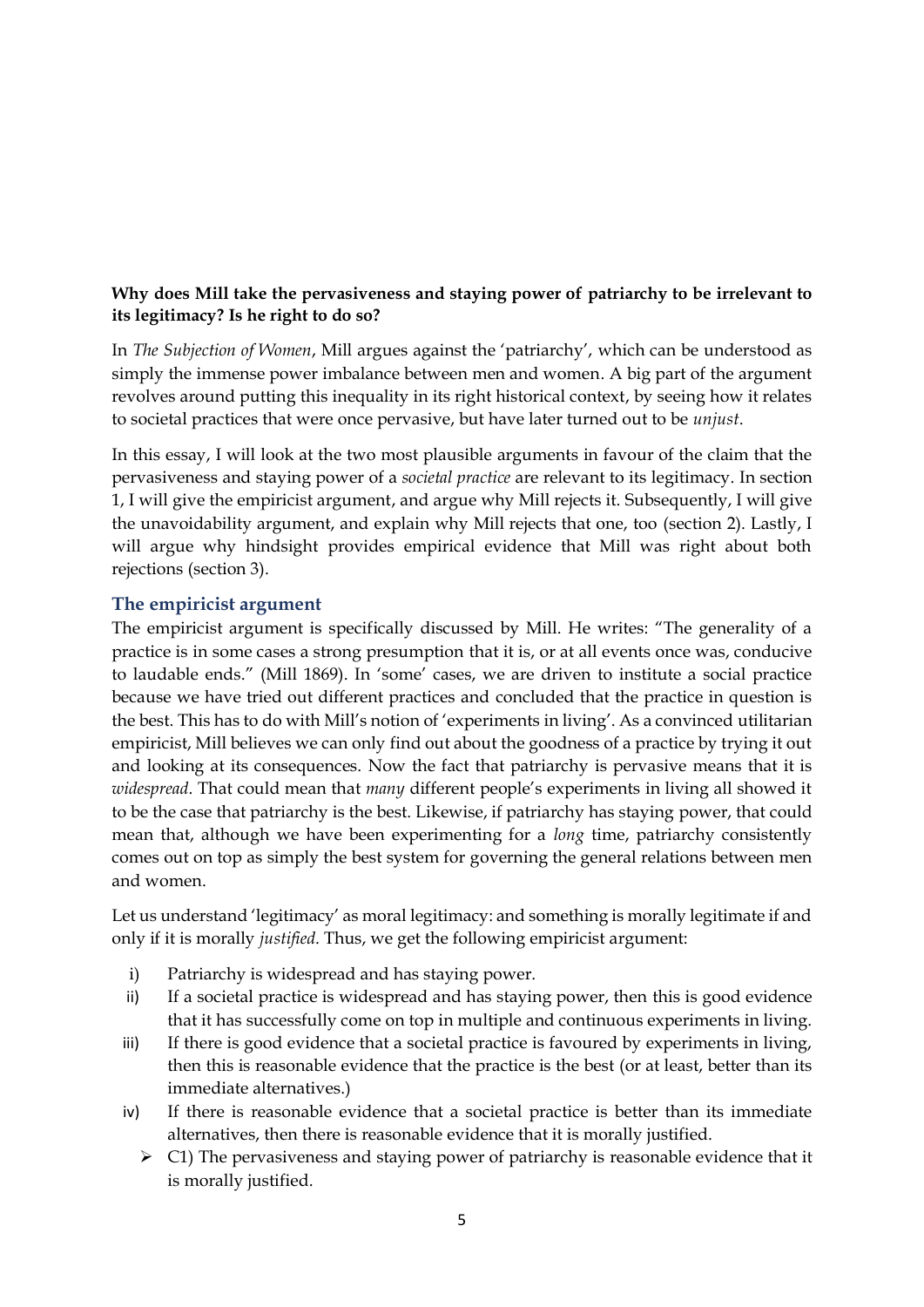**Why does Mill take the pervasiveness and staying power of patriarchy to be irrelevant to its legitimacy? Is he right to do so?**

In *The Subjection of Women*, Mill argues against the 'patriarchy', which can be understood as simply the immense power imbalance between men and women. A big part of the argument revolves around putting this inequality in its right historical context, by seeing how it relates to societal practices that were once pervasive, but have later turned out to be *unjust*.

In this essay, I will look at the two most plausible arguments in favour of the claim that the pervasiveness and staying power of a *societal practice* are relevant to its legitimacy. In section 1, I will give the empiricist argument, and argue why Mill rejects it. Subsequently, I will give the unavoidability argument, and explain why Mill rejects that one, too (section 2). Lastly, I will argue why hindsight provides empirical evidence that Mill was right about both rejections (section 3).

## The empiricist argument

The empiricist argument is specifically discussed by Mill. He writes: "The generality of a practice is in some cases a strong presumption that it is, or at all events once was, conducive to laudable ends." (Mill 1869). In 'some' cases, we are driven to institute a social practice because we have tried out different practices and concluded that the practice in question is the best. This has to do with Mill's notion of 'experiments in living'. As a convinced utilitarian empiricist, Mill believes we can only find out about the goodness of a practice by trying it out and looking at its consequences. Now the fact that patriarchy is pervasive means that it is *widespread*. That could mean that *many* different people's experiments in living all showed it to be the case that patriarchy is the best. Likewise, if patriarchy has staying power, that could mean that, although we have been experimenting for a *long* time, patriarchy consistently comes out on top as simply the best system for governing the general relations between men and women.

Let us understand 'legitimacy' as moral legitimacy: and something is morally legitimate if and only if it is morally *justified*. Thus, we get the following empiricist argument:

i) Patriarchy is widespread and has staying power.

ii) If a societal practice is widespread and has staying power, then this is good evidence that it has successfully come on top in multiple and continuous experiments in living.

iii) If there is good evidence that a societal practice is favoured by experiments in living, then this is reasonable evidence that the practice is the best (or at least, better than its immediate alternatives.)

iv) If there is reasonable evidence that a societal practice is better than its immediate alternatives, then there is reasonable evidence that it is morally justified.

- C1) The pervasiveness and staying power of patriarchy is reasonable evidence that it is morally justified.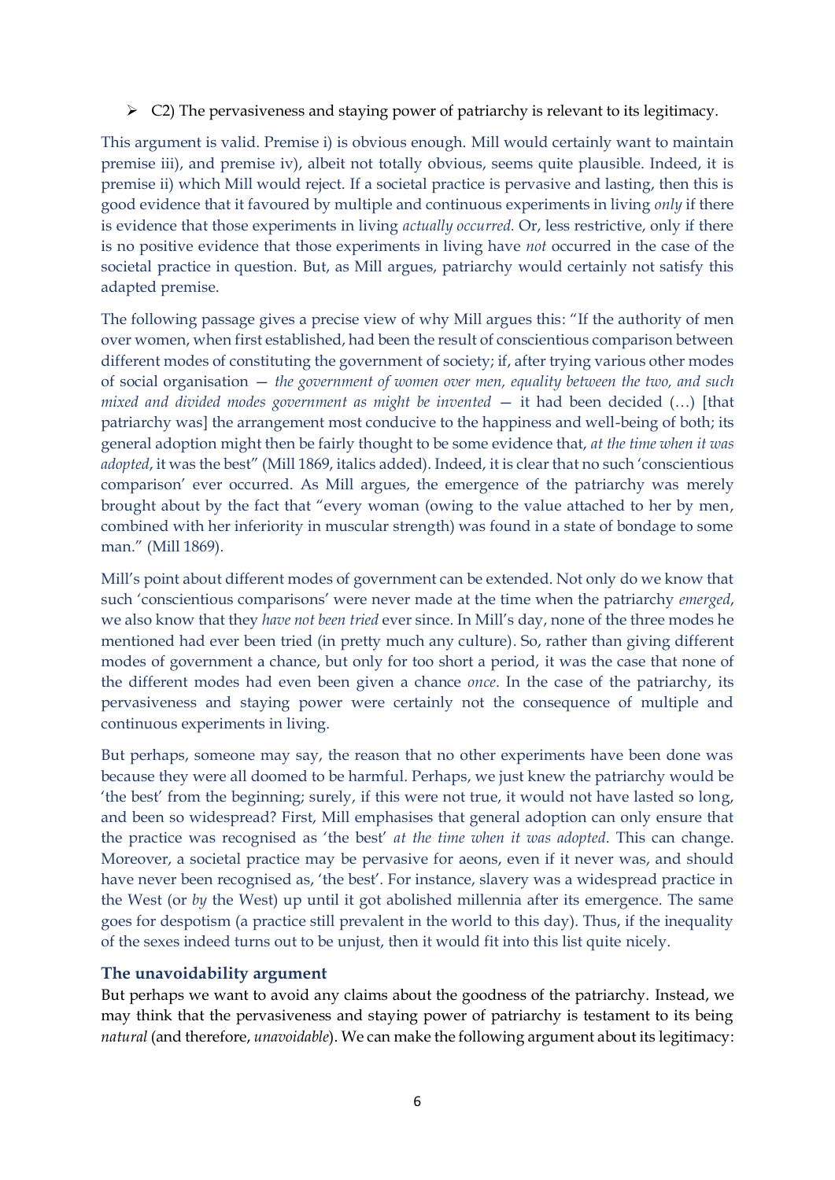- C2) The pervasiveness and staying power of patriarchy is relevant to its legitimacy.

This argument is valid. Premise i) is obvious enough. Mill would certainly want to maintain premise iii), and premise iv), albeit not totally obvious, seems quite plausible. Indeed, it is premise ii) which Mill would reject. If a societal practice is pervasive and lasting, then this is good evidence that it favoured by multiple and continuous experiments in living *only* if there is evidence that those experiments in living *actually occurred.* Or, less restrictive, only if there is no positive evidence that those experiments in living have *not* occurred in the case of the societal practice in question. But, as Mill argues, patriarchy would certainly not satisfy this adapted premise.

The following passage gives a precise view of why Mill argues this: "If the authority of men over women, when first established, had been the result of conscientious comparison between different modes of constituting the government of society; if, after trying various other modes of social organisation — *the government of women over men, equality between the two, and such mixed and divided modes government as might be invented* — it had been decided (…) [that patriarchy was] the arrangement most conducive to the happiness and well-being of both; its general adoption might then be fairly thought to be some evidence that, *at the time when it was adopted*, it was the best" (Mill 1869, italics added). Indeed, it is clear that no such 'conscientious comparison' ever occurred. As Mill argues, the emergence of the patriarchy was merely brought about by the fact that "every woman (owing to the value attached to her by men, combined with her inferiority in muscular strength) was found in a state of bondage to some man." (Mill 1869).

Mill's point about different modes of government can be extended. Not only do we know that such 'conscientious comparisons' were never made at the time when the patriarchy *emerged*, we also know that they *have not been tried* ever since. In Mill's day, none of the three modes he mentioned had ever been tried (in pretty much any culture). So, rather than giving different modes of government a chance, but only for too short a period, it was the case that none of the different modes had even been given a chance *once*. In the case of the patriarchy, its pervasiveness and staying power were certainly not the consequence of multiple and continuous experiments in living.

But perhaps, someone may say, the reason that no other experiments have been done was because they were all doomed to be harmful. Perhaps, we just knew the patriarchy would be 'the best' from the beginning; surely, if this were not true, it would not have lasted so long, and been so widespread? First, Mill emphasises that general adoption can only ensure that the practice was recognised as 'the best' *at the time when it was adopted*. This can change. Moreover, a societal practice may be pervasive for aeons, even if it never was, and should have never been recognised as, 'the best'. For instance, slavery was a widespread practice in the West (or *by* the West) up until it got abolished millennia after its emergence. The same goes for despotism (a practice still prevalent in the world to this day). Thus, if the inequality of the sexes indeed turns out to be unjust, then it would fit into this list quite nicely.

### The unavoidability argument

But perhaps we want to avoid any claims about the goodness of the patriarchy. Instead, we may think that the pervasiveness and staying power of patriarchy is testament to its being *natural* (and therefore, *unavoidable*). We can make the following argument about its legitimacy: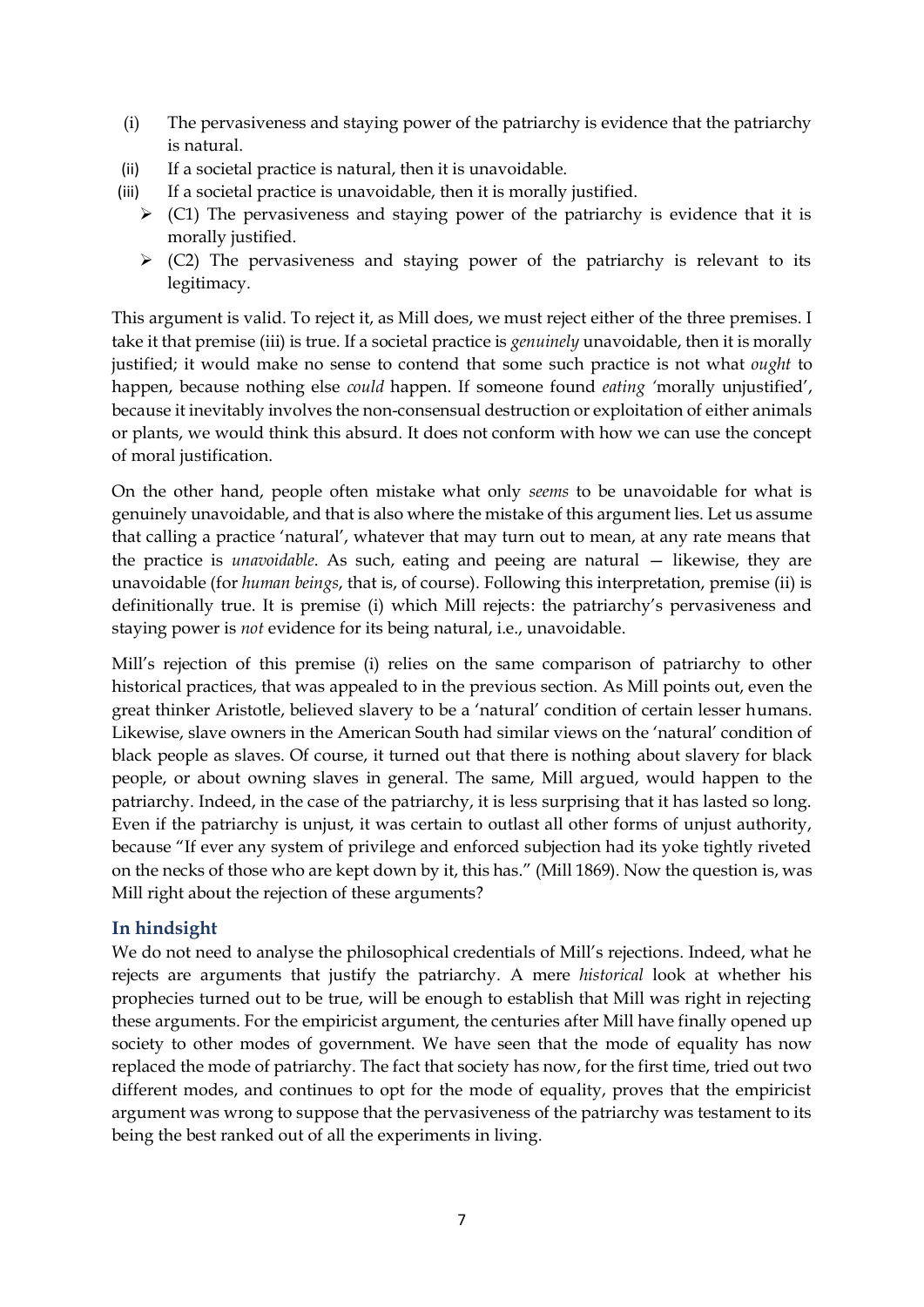(i) The pervasiveness and staying power of the patriarchy is evidence that the patriarchy is natural.
(ii) If a societal practice is natural, then it is unavoidable.
(iii) If a societal practice is unavoidable, then it is morally justified.

- (C1) The pervasiveness and staying power of the patriarchy is evidence that it is morally justified.
- (C2) The pervasiveness and staying power of the patriarchy is relevant to its legitimacy.

This argument is valid. To reject it, as Mill does, we must reject either of the three premises. I take it that premise (iii) is true. If a societal practice is *genuinely* unavoidable, then it is morally justified; it would make no sense to contend that some such practice is not what *ought* to happen, because nothing else *could* happen. If someone found *eating* 'morally unjustified', because it inevitably involves the non-consensual destruction or exploitation of either animals or plants, we would think this absurd. It does not conform with how we can use the concept of moral justification.

On the other hand, people often mistake what only *seems* to be unavoidable for what is genuinely unavoidable, and that is also where the mistake of this argument lies. Let us assume that calling a practice 'natural', whatever that may turn out to mean, at any rate means that the practice is *unavoidable*. As such, eating and peeing are natural — likewise, they are unavoidable (for *human beings*, that is, of course). Following this interpretation, premise (ii) is definitionally true. It is premise (i) which Mill rejects: the patriarchy's pervasiveness and staying power is *not* evidence for its being natural, i.e., unavoidable.

Mill's rejection of this premise (i) relies on the same comparison of patriarchy to other historical practices, that was appealed to in the previous section. As Mill points out, even the great thinker Aristotle, believed slavery to be a 'natural' condition of certain lesser humans. Likewise, slave owners in the American South had similar views on the 'natural' condition of black people as slaves. Of course, it turned out that there is nothing about slavery for black people, or about owning slaves in general. The same, Mill argued, would happen to the patriarchy. Indeed, in the case of the patriarchy, it is less surprising that it has lasted so long. Even if the patriarchy is unjust, it was certain to outlast all other forms of unjust authority, because "If ever any system of privilege and enforced subjection had its yoke tightly riveted on the necks of those who are kept down by it, this has." (Mill 1869). Now the question is, was Mill right about the rejection of these arguments?

## In hindsight

We do not need to analyse the philosophical credentials of Mill's rejections. Indeed, what he rejects are arguments that justify the patriarchy. A mere *historical* look at whether his prophecies turned out to be true, will be enough to establish that Mill was right in rejecting these arguments. For the empiricist argument, the centuries after Mill have finally opened up society to other modes of government. We have seen that the mode of equality has now replaced the mode of patriarchy. The fact that society has now, for the first time, tried out two different modes, and continues to opt for the mode of equality, proves that the empiricist argument was wrong to suppose that the pervasiveness of the patriarchy was testament to its being the best ranked out of all the experiments in living.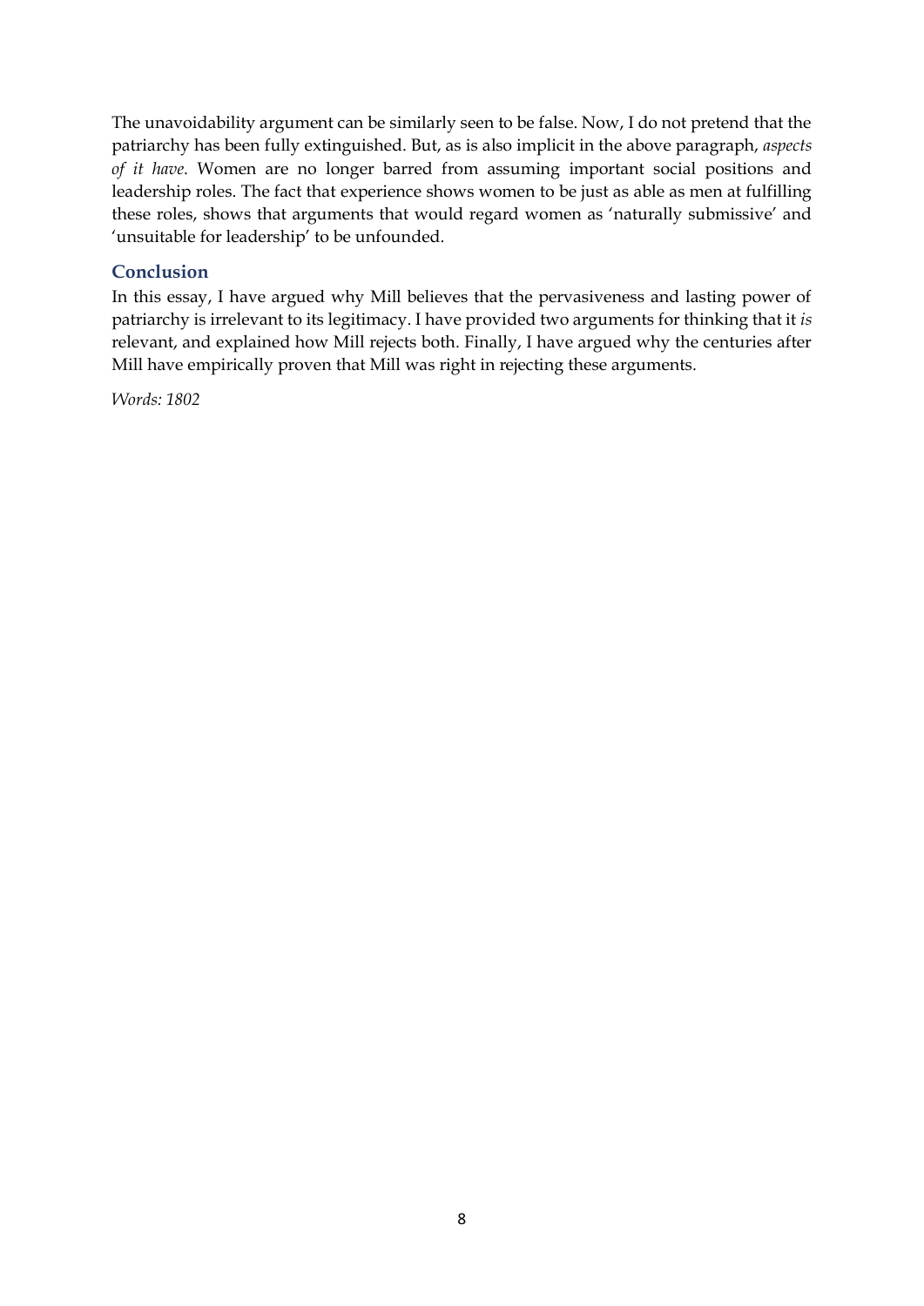The unavoidability argument can be similarly seen to be false. Now, I do not pretend that the patriarchy has been fully extinguished. But, as is also implicit in the above paragraph, *aspects of it have*. Women are no longer barred from assuming important social positions and leadership roles. The fact that experience shows women to be just as able as men at fulfilling these roles, shows that arguments that would regard women as 'naturally submissive' and 'unsuitable for leadership' to be unfounded.

## Conclusion

In this essay, I have argued why Mill believes that the pervasiveness and lasting power of patriarchy is irrelevant to its legitimacy. I have provided two arguments for thinking that it *is* relevant, and explained how Mill rejects both. Finally, I have argued why the centuries after Mill have empirically proven that Mill was right in rejecting these arguments.

*Words: 1802*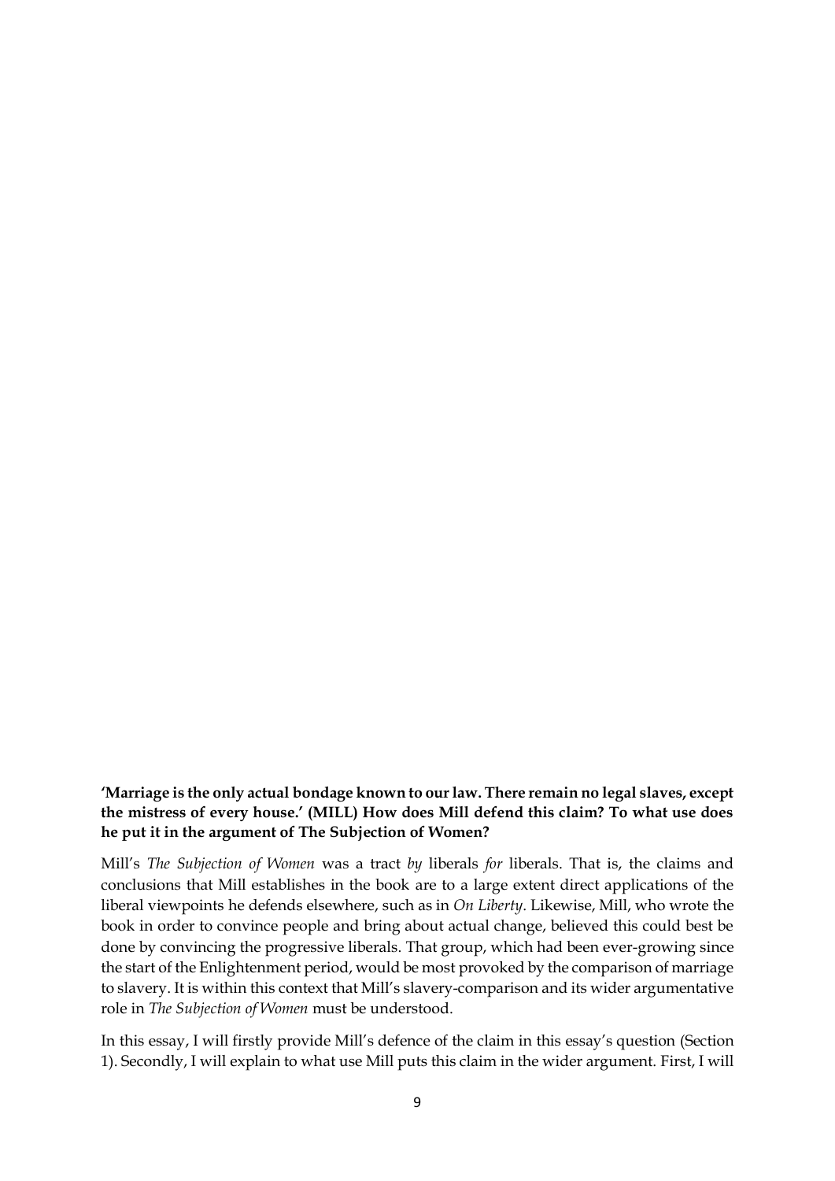**'Marriage is the only actual bondage known to our law. There remain no legal slaves, except the mistress of every house.' (MILL) How does Mill defend this claim? To what use does he put it in the argument of The Subjection of Women?**

Mill's *The Subjection of Women* was a tract *by* liberals *for* liberals. That is, the claims and conclusions that Mill establishes in the book are to a large extent direct applications of the liberal viewpoints he defends elsewhere, such as in *On Liberty*. Likewise, Mill, who wrote the book in order to convince people and bring about actual change, believed this could best be done by convincing the progressive liberals. That group, which had been ever-growing since the start of the Enlightenment period, would be most provoked by the comparison of marriage to slavery. It is within this context that Mill's slavery-comparison and its wider argumentative role in *The Subjection of Women* must be understood.

In this essay, I will firstly provide Mill's defence of the claim in this essay's question (Section 1). Secondly, I will explain to what use Mill puts this claim in the wider argument. First, I will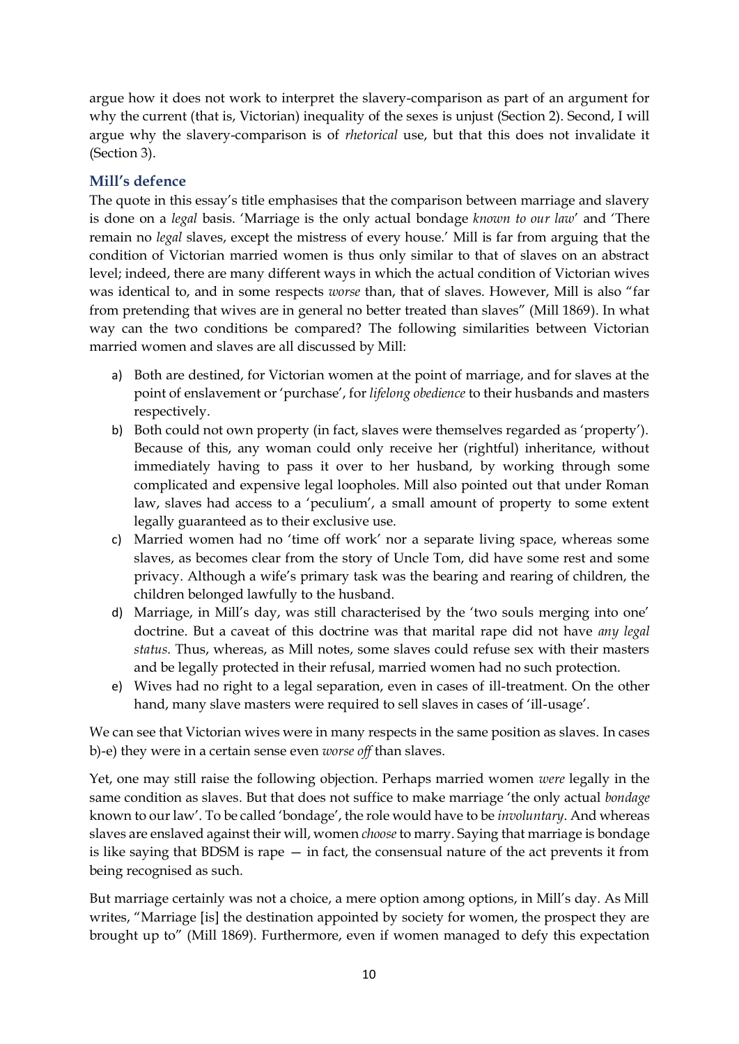argue how it does not work to interpret the slavery-comparison as part of an argument for why the current (that is, Victorian) inequality of the sexes is unjust (Section 2). Second, I will argue why the slavery-comparison is of *rhetorical* use, but that this does not invalidate it (Section 3).

## Mill's defence

The quote in this essay's title emphasises that the comparison between marriage and slavery is done on a *legal* basis. 'Marriage is the only actual bondage *known to our law*' and 'There remain no *legal* slaves, except the mistress of every house.' Mill is far from arguing that the condition of Victorian married women is thus only similar to that of slaves on an abstract level; indeed, there are many different ways in which the actual condition of Victorian wives was identical to, and in some respects *worse* than, that of slaves. However, Mill is also "far from pretending that wives are in general no better treated than slaves" (Mill 1869). In what way can the two conditions be compared? The following similarities between Victorian married women and slaves are all discussed by Mill:

a) Both are destined, for Victorian women at the point of marriage, and for slaves at the point of enslavement or 'purchase', for *lifelong obedience* to their husbands and masters respectively.
b) Both could not own property (in fact, slaves were themselves regarded as 'property'). Because of this, any woman could only receive her (rightful) inheritance, without immediately having to pass it over to her husband, by working through some complicated and expensive legal loopholes. Mill also pointed out that under Roman law, slaves had access to a 'peculium', a small amount of property to some extent legally guaranteed as to their exclusive use.
c) Married women had no 'time off work' nor a separate living space, whereas some slaves, as becomes clear from the story of Uncle Tom, did have some rest and some privacy. Although a wife's primary task was the bearing and rearing of children, the children belonged lawfully to the husband.
d) Marriage, in Mill's day, was still characterised by the 'two souls merging into one' doctrine. But a caveat of this doctrine was that marital rape did not have *any legal status.* Thus, whereas, as Mill notes, some slaves could refuse sex with their masters and be legally protected in their refusal, married women had no such protection.
e) Wives had no right to a legal separation, even in cases of ill-treatment. On the other hand, many slave masters were required to sell slaves in cases of 'ill-usage'.

We can see that Victorian wives were in many respects in the same position as slaves. In cases b)-e) they were in a certain sense even *worse off* than slaves.

Yet, one may still raise the following objection. Perhaps married women *were* legally in the same condition as slaves. But that does not suffice to make marriage 'the only actual *bondage* known to our law'. To be called 'bondage', the role would have to be *involuntary*. And whereas slaves are enslaved against their will, women *choose* to marry. Saying that marriage is bondage is like saying that BDSM is rape — in fact, the consensual nature of the act prevents it from being recognised as such.

But marriage certainly was not a choice, a mere option among options, in Mill's day. As Mill writes, "Marriage [is] the destination appointed by society for women, the prospect they are brought up to" (Mill 1869). Furthermore, even if women managed to defy this expectation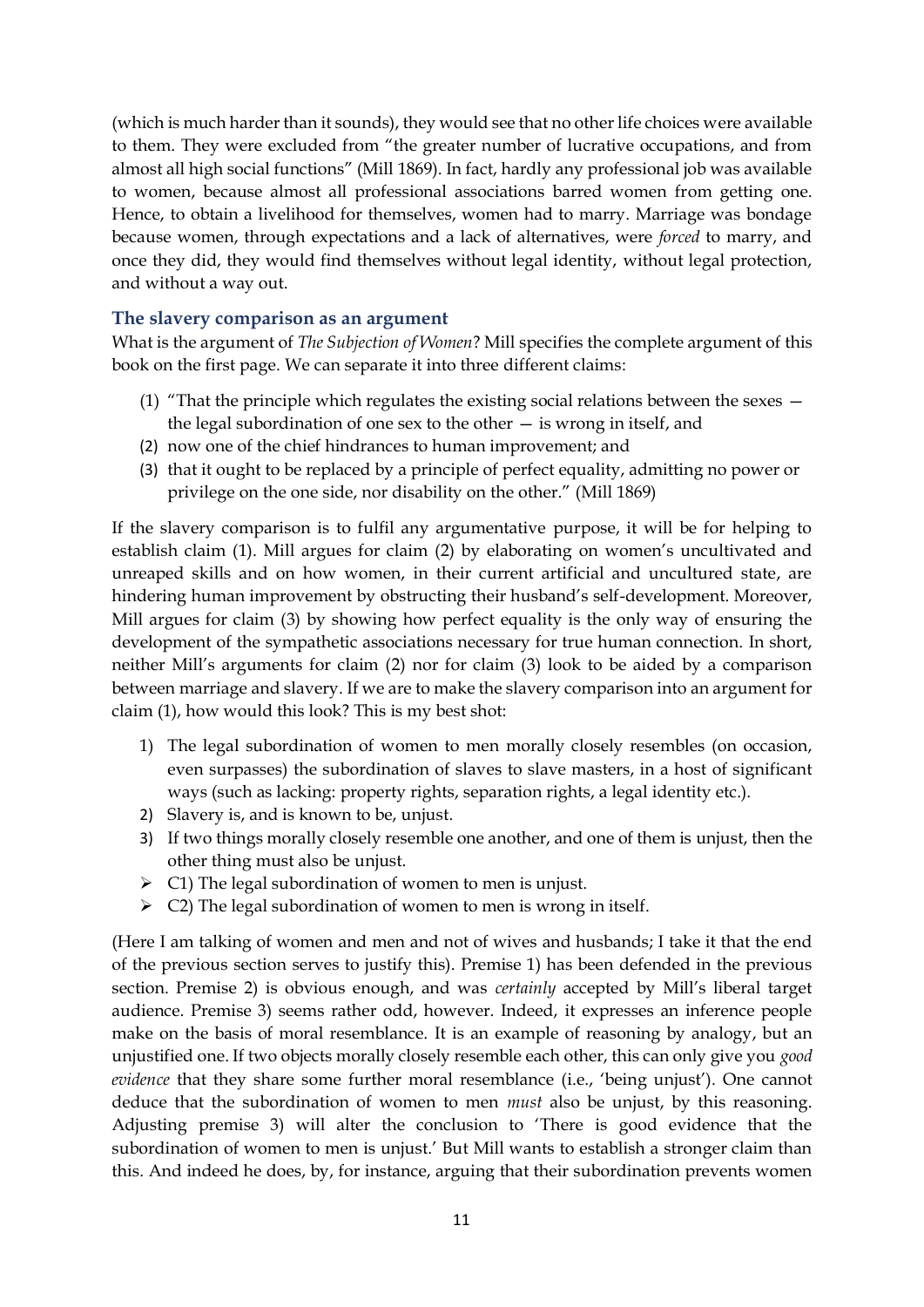(which is much harder than it sounds), they would see that no other life choices were available to them. They were excluded from "the greater number of lucrative occupations, and from almost all high social functions" (Mill 1869). In fact, hardly any professional job was available to women, because almost all professional associations barred women from getting one. Hence, to obtain a livelihood for themselves, women had to marry. Marriage was bondage because women, through expectations and a lack of alternatives, were *forced* to marry, and once they did, they would find themselves without legal identity, without legal protection, and without a way out.

### The slavery comparison as an argument

What is the argument of *The Subjection of Women*? Mill specifies the complete argument of this book on the first page. We can separate it into three different claims:

(1) "That the principle which regulates the existing social relations between the sexes — the legal subordination of one sex to the other — is wrong in itself, and

(2) now one of the chief hindrances to human improvement; and

(3) that it ought to be replaced by a principle of perfect equality, admitting no power or privilege on the one side, nor disability on the other." (Mill 1869)

If the slavery comparison is to fulfil any argumentative purpose, it will be for helping to establish claim (1). Mill argues for claim (2) by elaborating on women's uncultivated and unreaped skills and on how women, in their current artificial and uncultured state, are hindering human improvement by obstructing their husband's self-development. Moreover, Mill argues for claim (3) by showing how perfect equality is the only way of ensuring the development of the sympathetic associations necessary for true human connection. In short, neither Mill's arguments for claim (2) nor for claim (3) look to be aided by a comparison between marriage and slavery. If we are to make the slavery comparison into an argument for claim (1), how would this look? This is my best shot:

1) The legal subordination of women to men morally closely resembles (on occasion, even surpasses) the subordination of slaves to slave masters, in a host of significant ways (such as lacking: property rights, separation rights, a legal identity etc.).
2) Slavery is, and is known to be, unjust.
3) If two things morally closely resemble one another, and one of them is unjust, then the other thing must also be unjust.

- C1) The legal subordination of women to men is unjust.
- C2) The legal subordination of women to men is wrong in itself.

(Here I am talking of women and men and not of wives and husbands; I take it that the end of the previous section serves to justify this). Premise 1) has been defended in the previous section. Premise 2) is obvious enough, and was *certainly* accepted by Mill's liberal target audience. Premise 3) seems rather odd, however. Indeed, it expresses an inference people make on the basis of moral resemblance. It is an example of reasoning by analogy, but an unjustified one. If two objects morally closely resemble each other, this can only give you *good evidence* that they share some further moral resemblance (i.e., 'being unjust'). One cannot deduce that the subordination of women to men *must* also be unjust, by this reasoning. Adjusting premise 3) will alter the conclusion to 'There is good evidence that the subordination of women to men is unjust.' But Mill wants to establish a stronger claim than this. And indeed he does, by, for instance, arguing that their subordination prevents women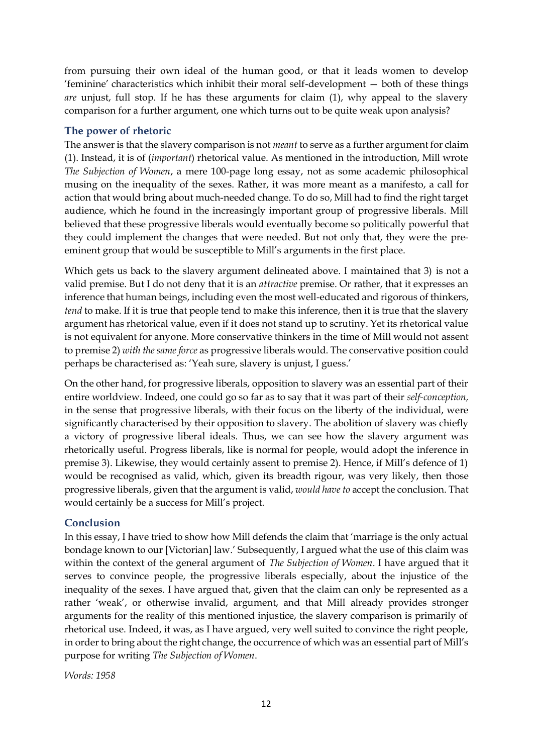from pursuing their own ideal of the human good, or that it leads women to develop 'feminine' characteristics which inhibit their moral self-development — both of these things *are* unjust, full stop. If he has these arguments for claim (1), why appeal to the slavery comparison for a further argument, one which turns out to be quite weak upon analysis?

## The power of rhetoric

The answer is that the slavery comparison is not *meant* to serve as a further argument for claim (1). Instead, it is of (*important*) rhetorical value. As mentioned in the introduction, Mill wrote *The Subjection of Women*, a mere 100-page long essay, not as some academic philosophical musing on the inequality of the sexes. Rather, it was more meant as a manifesto, a call for action that would bring about much-needed change. To do so, Mill had to find the right target audience, which he found in the increasingly important group of progressive liberals. Mill believed that these progressive liberals would eventually become so politically powerful that they could implement the changes that were needed. But not only that, they were the pre-eminent group that would be susceptible to Mill's arguments in the first place.

Which gets us back to the slavery argument delineated above. I maintained that 3) is not a valid premise. But I do not deny that it is an *attractive* premise. Or rather, that it expresses an inference that human beings, including even the most well-educated and rigorous of thinkers, *tend* to make. If it is true that people tend to make this inference, then it is true that the slavery argument has rhetorical value, even if it does not stand up to scrutiny. Yet its rhetorical value is not equivalent for anyone. More conservative thinkers in the time of Mill would not assent to premise 2) *with the same force* as progressive liberals would. The conservative position could perhaps be characterised as: 'Yeah sure, slavery is unjust, I guess.'

On the other hand, for progressive liberals, opposition to slavery was an essential part of their entire worldview. Indeed, one could go so far as to say that it was part of their *self-conception,* in the sense that progressive liberals, with their focus on the liberty of the individual, were significantly characterised by their opposition to slavery. The abolition of slavery was chiefly a victory of progressive liberal ideals. Thus, we can see how the slavery argument was rhetorically useful. Progress liberals, like is normal for people, would adopt the inference in premise 3). Likewise, they would certainly assent to premise 2). Hence, if Mill's defence of 1) would be recognised as valid, which, given its breadth rigour, was very likely, then those progressive liberals, given that the argument is valid, *would have to* accept the conclusion. That would certainly be a success for Mill's project.

## Conclusion

In this essay, I have tried to show how Mill defends the claim that 'marriage is the only actual bondage known to our [Victorian] law.' Subsequently, I argued what the use of this claim was within the context of the general argument of *The Subjection of Women*. I have argued that it serves to convince people, the progressive liberals especially, about the injustice of the inequality of the sexes. I have argued that, given that the claim can only be represented as a rather 'weak', or otherwise invalid, argument, and that Mill already provides stronger arguments for the reality of this mentioned injustice, the slavery comparison is primarily of rhetorical use. Indeed, it was, as I have argued, very well suited to convince the right people, in order to bring about the right change, the occurrence of which was an essential part of Mill's purpose for writing *The Subjection of Women*.

*Words: 1958*